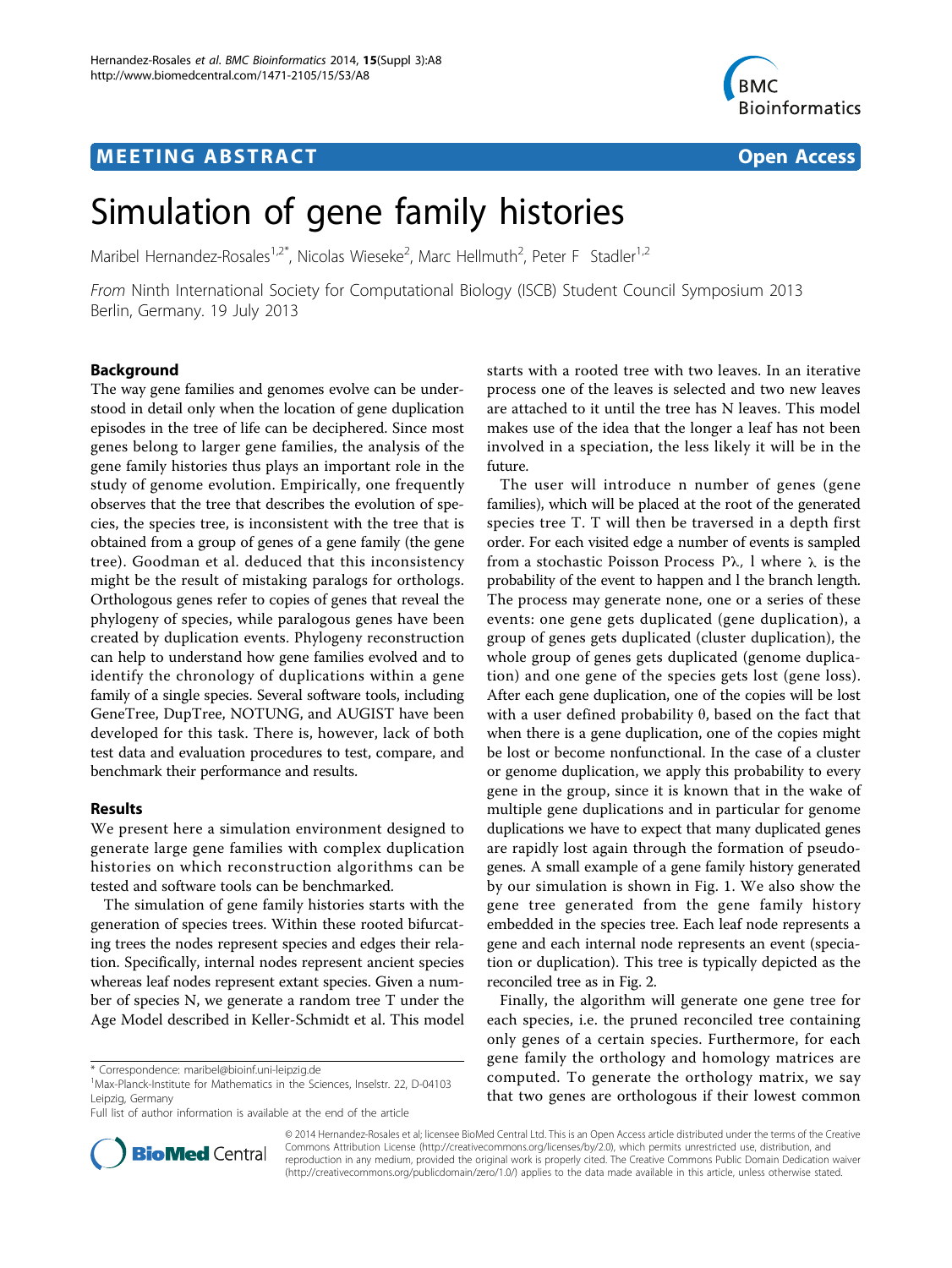MEETING ABSTRACT Open Access

# Simulation of gene family histories

Maribel Hernandez-Rosales[1,2*], Nicolas Wieseke[2], Marc Hellmuth[2], Peter F Stadler[1,2]

*From* Ninth International Society for Computational Biology (ISCB) Student Council Symposium 2013
Berlin, Germany. 19 July 2013

## Background

The way gene families and genomes evolve can be understood in detail only when the location of gene duplication episodes in the tree of life can be deciphered. Since most genes belong to larger gene families, the analysis of the gene family histories thus plays an important role in the study of genome evolution. Empirically, one frequently observes that the tree that describes the evolution of species, the species tree, is inconsistent with the tree that is obtained from a group of genes of a gene family (the gene tree). Goodman et al. deduced that this inconsistency might be the result of mistaking paralogs for orthologs. Orthologous genes refer to copies of genes that reveal the phylogeny of species, while paralogous genes have been created by duplication events. Phylogeny reconstruction can help to understand how gene families evolved and to identify the chronology of duplications within a gene family of a single species. Several software tools, including GeneTree, DupTree, NOTUNG, and AUGIST have been developed for this task. There is, however, lack of both test data and evaluation procedures to test, compare, and benchmark their performance and results.

## Results

We present here a simulation environment designed to generate large gene families with complex duplication histories on which reconstruction algorithms can be tested and software tools can be benchmarked.

The simulation of gene family histories starts with the generation of species trees. Within these rooted bifurcating trees the nodes represent species and edges their relation. Specifically, internal nodes represent ancient species whereas leaf nodes represent extant species. Given a number of species N, we generate a random tree T under the Age Model described in Keller-Schmidt et al. This model starts with a rooted tree with two leaves. In an iterative process one of the leaves is selected and two new leaves are attached to it until the tree has N leaves. This model makes use of the idea that the longer a leaf has not been involved in a speciation, the less likely it will be in the future.

The user will introduce n number of genes (gene families), which will be placed at the root of the generated species tree T. T will then be traversed in a depth first order. For each visited edge a number of events is sampled from a stochastic Poisson Process $P\lambda$, l where $\lambda$ is the probability of the event to happen and l the branch length. The process may generate none, one or a series of these events: one gene gets duplicated (gene duplication), a group of genes gets duplicated (cluster duplication), the whole group of genes gets duplicated (genome duplication) and one gene of the species gets lost (gene loss). After each gene duplication, one of the copies will be lost with a user defined probability $\theta$, based on the fact that when there is a gene duplication, one of the copies might be lost or become nonfunctional. In the case of a cluster or genome duplication, we apply this probability to every gene in the group, since it is known that in the wake of multiple gene duplications and in particular for genome duplications we have to expect that many duplicated genes are rapidly lost again through the formation of pseudogenes. A small example of a gene family history generated by our simulation is shown in Fig. 1. We also show the gene tree generated from the gene family history embedded in the species tree. Each leaf node represents a gene and each internal node represents an event (speciation or duplication). This tree is typically depicted as the reconciled tree as in Fig. 2.

Finally, the algorithm will generate one gene tree for each species, i.e. the pruned reconciled tree containing only genes of a certain species. Furthermore, for each gene family the orthology and homology matrices are computed. To generate the orthology matrix, we say that two genes are orthologous if their lowest common

\* Correspondence: maribel@bioinf.uni-leipzig.de
[1]Max-Planck-Institute for Mathematics in the Sciences, Inselstr. 22, D-04103 Leipzig, Germany
Full list of author information is available at the end of the article

© 2014 Hernandez-Rosales et al; licensee BioMed Central Ltd. This is an Open Access article distributed under the terms of the Creative Commons Attribution License (http://creativecommons.org/licenses/by/2.0), which permits unrestricted use, distribution, and reproduction in any medium, provided the original work is properly cited. The Creative Commons Public Domain Dedication waiver (http://creativecommons.org/publicdomain/zero/1.0/) applies to the data made available in this article, unless otherwise stated.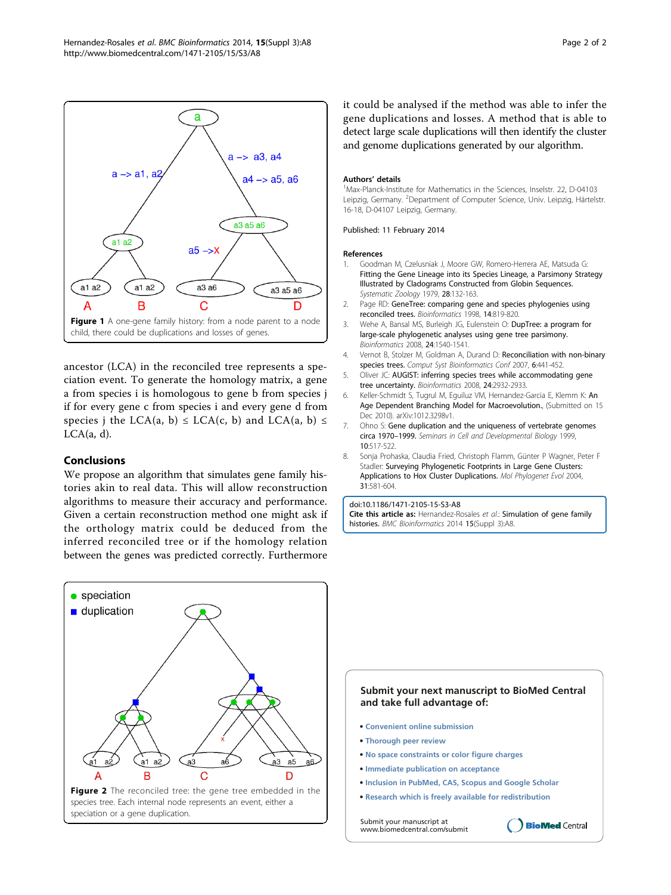ancestor (LCA) in the reconciled tree represents a speciation event. To generate the homology matrix, a gene a from species i is homologous to gene b from species j if for every gene c from species i and every gene d from species j the LCA(a, b) ≤ LCA(c, b) and LCA(a, b) ≤ LCA(a, d).

## Conclusions

We propose an algorithm that simulates gene family histories akin to real data. This will allow reconstruction algorithms to measure their accuracy and performance. Given a certain reconstruction method one might ask if the orthology matrix could be deduced from the inferred reconciled tree or if the homology relation between the genes was predicted correctly. Furthermore it could be analysed if the method was able to infer the gene duplications and losses. A method that is able to detect large scale duplications will then identify the cluster and genome duplications generated by our algorithm.

a
a –> a1, a2
a –> a3, a4
a4 –> a5, a6
a1 a2
a3 a5 a6
a5 –>X
a1 a2
a1 a2
a3 a6
a3 a5 a6
A
B
C
D

**Figure 1** A one-gene family history: from a node parent to a node child, there could be duplications and losses of genes.

speciation
duplication
x
a1 a2
a1 a2
a3 a6
a3 a5 a6
A
B
C
D

**Figure 2** The reconciled tree: the gene tree embedded in the species tree. Each internal node represents an event, either a speciation or a gene duplication.

### Authors' details

[1]Max-Planck-Institute for Mathematics in the Sciences, Inselstr. 22, D-04103 Leipzig, Germany. [2]Department of Computer Science, Univ. Leipzig, Härtelstr. 16-18, D-04107 Leipzig, Germany.

Published: 11 February 2014

### References

1. Goodman M, Czelusniak J, Moore GW, Romero-Herrera AE, Matsuda G: **Fitting the Gene Lineage into its Species Lineage, a Parsimony Strategy Illustrated by Cladograms Constructed from Globin Sequences.** *Systematic Zoology* 1979, **28**:132-163.
2. Page RD: **GeneTree: comparing gene and species phylogenies using reconciled trees.** *Bioinformatics* 1998, **14**:819-820.
3. Wehe A, Bansal MS, Burleigh JG, Eulenstein O: **DupTree: a program for large-scale phylogenetic analyses using gene tree parsimony.** *Bioinformatics* 2008, **24**:1540-1541.
4. Vernot B, Stolzer M, Goldman A, Durand D: **Reconciliation with non-binary species trees.** *Comput Syst Bioinformatics Conf* 2007, **6**:441-452.
5. Oliver JC: **AUGIST: inferring species trees while accommodating gene tree uncertainty.** *Bioinformatics* 2008, **24**:2932-2933.
6. Keller-Schmidt S, Tugrul M, Eguiluz VM, Hernandez-Garcia E, Klemm K: **An Age Dependent Branching Model for Macroevolution.**, (Submitted on 15 Dec 2010). arXiv:1012.3298v1.
7. Ohno S: **Gene duplication and the uniqueness of vertebrate genomes circa 1970–1999.** *Seminars in Cell and Developmental Biology* 1999, **10**:517-522.
8. Sonja Prohaska, Claudia Fried, Christoph Flamm, Günter P Wagner, Peter F Stadler: **Surveying Phylogenetic Footprints in Large Gene Clusters: Applications to Hox Cluster Duplications.** *Mol Phylogenet Evol* 2004, **31**:581-604.

doi:10.1186/1471-2105-15-S3-A8
**Cite this article as:** Hernandez-Rosales *et al.*: Simulation of gene family histories. *BMC Bioinformatics* 2014 **15**(Suppl 3):A8.

**Submit your next manuscript to BioMed Central and take full advantage of:**

- Convenient online submission
- Thorough peer review
- No space constraints or color figure charges
- Immediate publication on acceptance
- Inclusion in PubMed, CAS, Scopus and Google Scholar
- Research which is freely available for redistribution

Submit your manuscript at
www.biomedcentral.com/submit